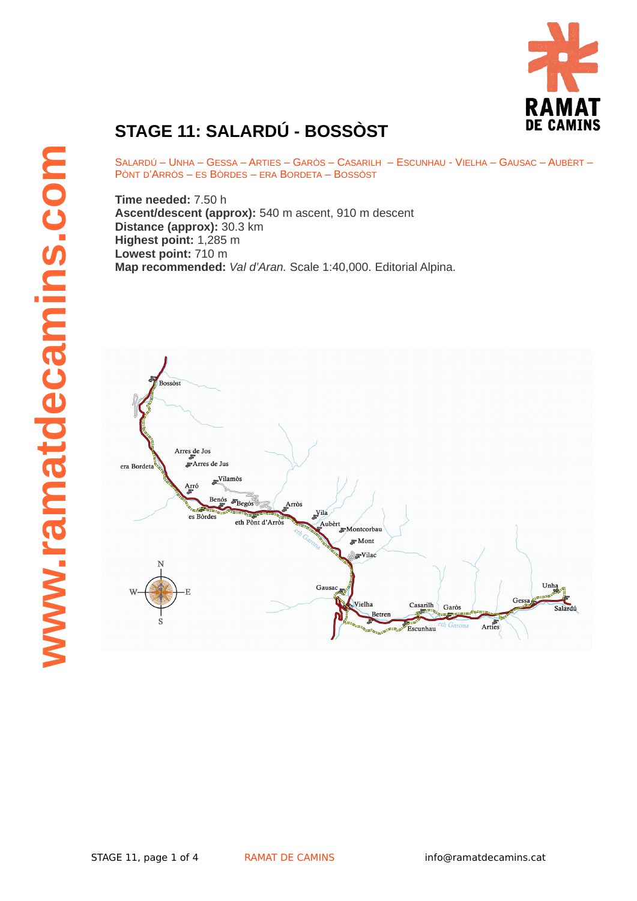# STAGE 11: SALARDÚ - BOSSÒST

SALARDÚ – UNHA – GESSA – ARTIES – GARÒS – CASARILH – ESCUNHAU - VIELHA – GAUSAC – AUBÈRT – PÒNT D'ARRÒS – ES BÒRDES – ERA BORDETA – BOSSÒST

**Time needed:** 7.50 h
**Ascent/descent (approx):** 540 m ascent, 910 m descent
**Distance (approx):** 30.3 km
**Highest point:** 1,285 m
**Lowest point:** 710 m
**Map recommended:** *Val d'Aran.* Scale 1:40,000. Editorial Alpina.

Bossòst
Arres de Jos
Arres de Jus
era Bordeta
Vilamòs
Arró
Benós
Begòs
Arròs
es Bòrdes
eth Pònt d'Arròs
Vila
Aubèrt
Montcorbau
eth Garona
Mont
Vilac
N
W
E
S
Gausac
Vielha
Betren
Casarilh
Garòs
Escunhau
eth Garona
Arties
Gessa
Unha
Salardú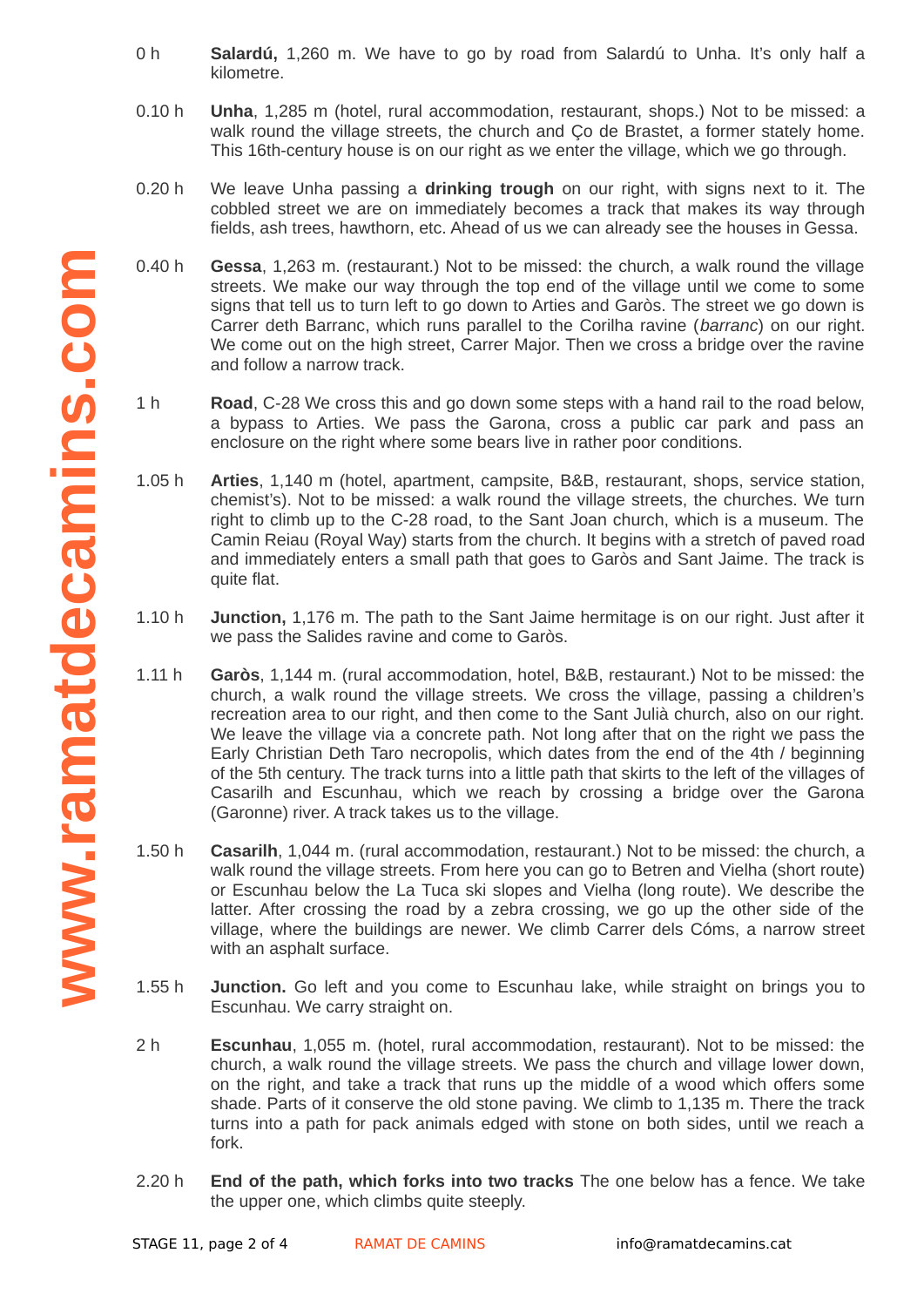0 h **Salardú,** 1,260 m. We have to go by road from Salardú to Unha. It's only half a kilometre.

0.10 h **Unha**, 1,285 m (hotel, rural accommodation, restaurant, shops.) Not to be missed: a walk round the village streets, the church and Ço de Brastet, a former stately home. This 16th-century house is on our right as we enter the village, which we go through.

0.20 h We leave Unha passing a **drinking trough** on our right, with signs next to it. The cobbled street we are on immediately becomes a track that makes its way through fields, ash trees, hawthorn, etc. Ahead of us we can already see the houses in Gessa.

0.40 h **Gessa**, 1,263 m. (restaurant.) Not to be missed: the church, a walk round the village streets. We make our way through the top end of the village until we come to some signs that tell us to turn left to go down to Arties and Garòs. The street we go down is Carrer deth Barranc, which runs parallel to the Corilha ravine (*barranc*) on our right. We come out on the high street, Carrer Major. Then we cross a bridge over the ravine and follow a narrow track.

1 h **Road**, C-28 We cross this and go down some steps with a hand rail to the road below, a bypass to Arties. We pass the Garona, cross a public car park and pass an enclosure on the right where some bears live in rather poor conditions.

1.05 h **Arties**, 1,140 m (hotel, apartment, campsite, B&B, restaurant, shops, service station, chemist's). Not to be missed: a walk round the village streets, the churches. We turn right to climb up to the C-28 road, to the Sant Joan church, which is a museum. The Camin Reiau (Royal Way) starts from the church. It begins with a stretch of paved road and immediately enters a small path that goes to Garòs and Sant Jaime. The track is quite flat.

1.10 h **Junction,** 1,176 m. The path to the Sant Jaime hermitage is on our right. Just after it we pass the Salides ravine and come to Garòs.

1.11 h **Garòs**, 1,144 m. (rural accommodation, hotel, B&B, restaurant.) Not to be missed: the church, a walk round the village streets. We cross the village, passing a children's recreation area to our right, and then come to the Sant Julià church, also on our right. We leave the village via a concrete path. Not long after that on the right we pass the Early Christian Deth Taro necropolis, which dates from the end of the 4th / beginning of the 5th century. The track turns into a little path that skirts to the left of the villages of Casarilh and Escunhau, which we reach by crossing a bridge over the Garona (Garonne) river. A track takes us to the village.

1.50 h **Casarilh**, 1,044 m. (rural accommodation, restaurant.) Not to be missed: the church, a walk round the village streets. From here you can go to Betren and Vielha (short route) or Escunhau below the La Tuca ski slopes and Vielha (long route). We describe the latter. After crossing the road by a zebra crossing, we go up the other side of the village, where the buildings are newer. We climb Carrer dels Cóms, a narrow street with an asphalt surface.

1.55 h **Junction.** Go left and you come to Escunhau lake, while straight on brings you to Escunhau. We carry straight on.

2 h **Escunhau**, 1,055 m. (hotel, rural accommodation, restaurant). Not to be missed: the church, a walk round the village streets. We pass the church and village lower down, on the right, and take a track that runs up the middle of a wood which offers some shade. Parts of it conserve the old stone paving. We climb to 1,135 m. There the track turns into a path for pack animals edged with stone on both sides, until we reach a fork.

2.20 h **End of the path, which forks into two tracks** The one below has a fence. We take the upper one, which climbs quite steeply.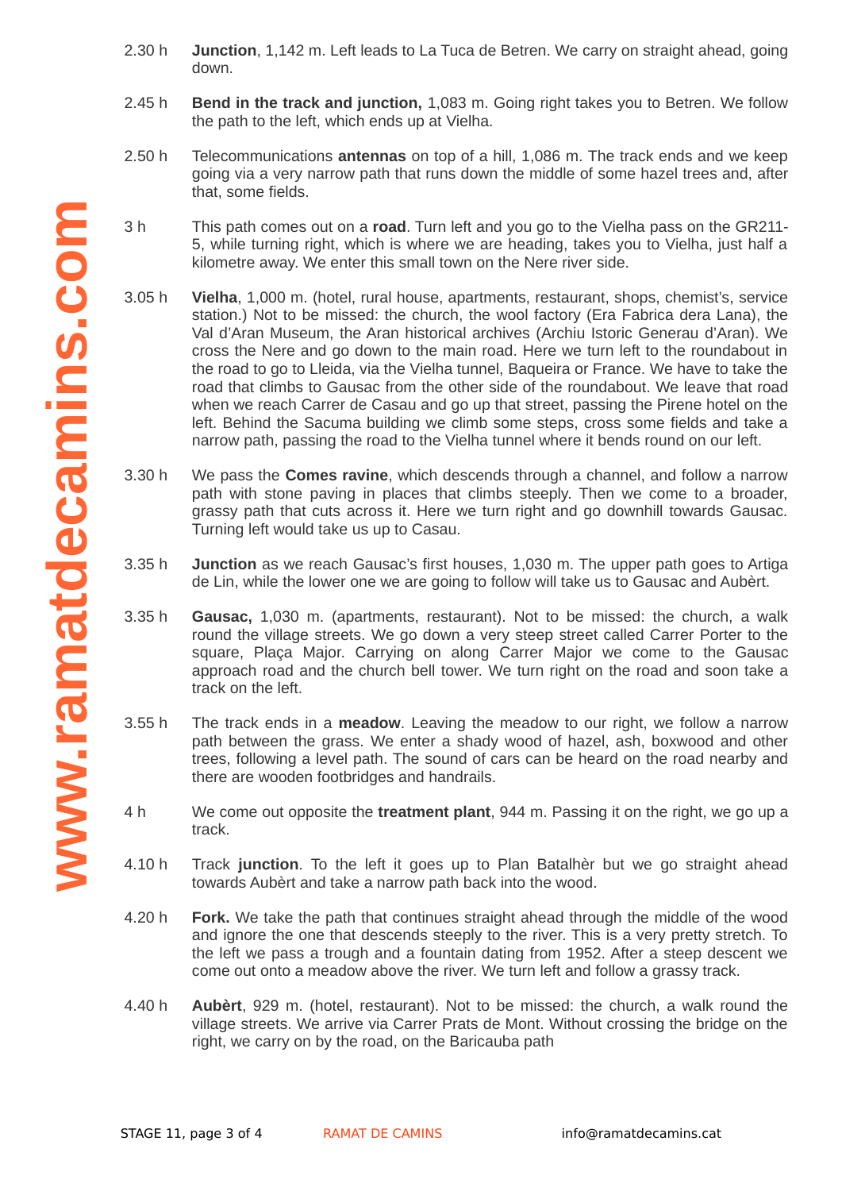2.30 h **Junction**, 1,142 m. Left leads to La Tuca de Betren. We carry on straight ahead, going down.

2.45 h **Bend in the track and junction,** 1,083 m. Going right takes you to Betren. We follow the path to the left, which ends up at Vielha.

2.50 h Telecommunications **antennas** on top of a hill, 1,086 m. The track ends and we keep going via a very narrow path that runs down the middle of some hazel trees and, after that, some fields.

3 h This path comes out on a **road**. Turn left and you go to the Vielha pass on the GR211-5, while turning right, which is where we are heading, takes you to Vielha, just half a kilometre away. We enter this small town on the Nere river side.

3.05 h **Vielha**, 1,000 m. (hotel, rural house, apartments, restaurant, shops, chemist's, service station.) Not to be missed: the church, the wool factory (Era Fabrica dera Lana), the Val d'Aran Museum, the Aran historical archives (Archiu Istoric Generau d'Aran). We cross the Nere and go down to the main road. Here we turn left to the roundabout in the road to go to Lleida, via the Vielha tunnel, Baqueira or France. We have to take the road that climbs to Gausac from the other side of the roundabout. We leave that road when we reach Carrer de Casau and go up that street, passing the Pirene hotel on the left. Behind the Sacuma building we climb some steps, cross some fields and take a narrow path, passing the road to the Vielha tunnel where it bends round on our left.

3.30 h We pass the **Comes ravine**, which descends through a channel, and follow a narrow path with stone paving in places that climbs steeply. Then we come to a broader, grassy path that cuts across it. Here we turn right and go downhill towards Gausac. Turning left would take us up to Casau.

3.35 h **Junction** as we reach Gausac's first houses, 1,030 m. The upper path goes to Artiga de Lin, while the lower one we are going to follow will take us to Gausac and Aubèrt.

3.35 h **Gausac,** 1,030 m. (apartments, restaurant). Not to be missed: the church, a walk round the village streets. We go down a very steep street called Carrer Porter to the square, Plaça Major. Carrying on along Carrer Major we come to the Gausac approach road and the church bell tower. We turn right on the road and soon take a track on the left.

3.55 h The track ends in a **meadow**. Leaving the meadow to our right, we follow a narrow path between the grass. We enter a shady wood of hazel, ash, boxwood and other trees, following a level path. The sound of cars can be heard on the road nearby and there are wooden footbridges and handrails.

4 h We come out opposite the **treatment plant**, 944 m. Passing it on the right, we go up a track.

4.10 h Track **junction**. To the left it goes up to Plan Batalhèr but we go straight ahead towards Aubèrt and take a narrow path back into the wood.

4.20 h **Fork.** We take the path that continues straight ahead through the middle of the wood and ignore the one that descends steeply to the river. This is a very pretty stretch. To the left we pass a trough and a fountain dating from 1952. After a steep descent we come out onto a meadow above the river. We turn left and follow a grassy track.

4.40 h **Aubèrt**, 929 m. (hotel, restaurant). Not to be missed: the church, a walk round the village streets. We arrive via Carrer Prats de Mont. Without crossing the bridge on the right, we carry on by the road, on the Baricauba path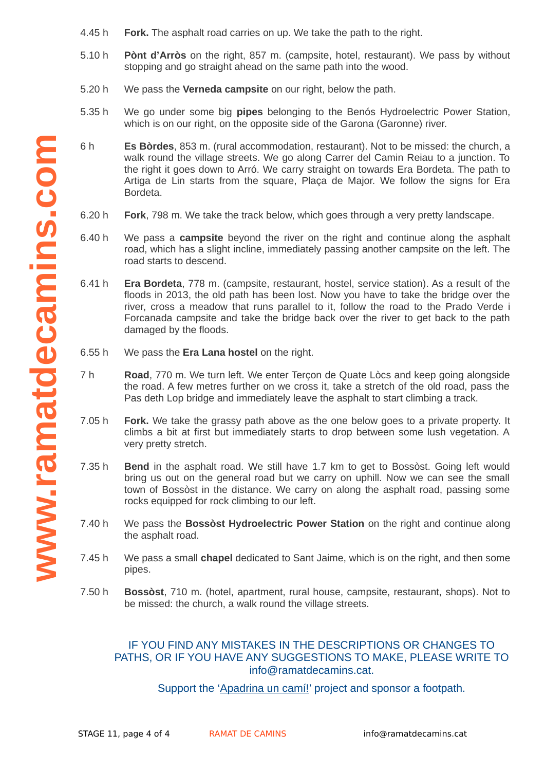4.45 h **Fork.** The asphalt road carries on up. We take the path to the right.

5.10 h **Pònt d'Arròs** on the right, 857 m. (campsite, hotel, restaurant). We pass by without stopping and go straight ahead on the same path into the wood.

5.20 h We pass the **Verneda campsite** on our right, below the path.

5.35 h We go under some big **pipes** belonging to the Benós Hydroelectric Power Station, which is on our right, on the opposite side of the Garona (Garonne) river.

6 h **Es Bòrdes**, 853 m. (rural accommodation, restaurant). Not to be missed: the church, a walk round the village streets. We go along Carrer del Camin Reiau to a junction. To the right it goes down to Arró. We carry straight on towards Era Bordeta. The path to Artiga de Lin starts from the square, Plaça de Major. We follow the signs for Era Bordeta.

6.20 h **Fork**, 798 m. We take the track below, which goes through a very pretty landscape.

6.40 h We pass a **campsite** beyond the river on the right and continue along the asphalt road, which has a slight incline, immediately passing another campsite on the left. The road starts to descend.

6.41 h **Era Bordeta**, 778 m. (campsite, restaurant, hostel, service station). As a result of the floods in 2013, the old path has been lost. Now you have to take the bridge over the river, cross a meadow that runs parallel to it, follow the road to the Prado Verde i Forcanada campsite and take the bridge back over the river to get back to the path damaged by the floods.

6.55 h We pass the **Era Lana hostel** on the right.

7 h **Road**, 770 m. We turn left. We enter Terçon de Quate Lòcs and keep going alongside the road. A few metres further on we cross it, take a stretch of the old road, pass the Pas deth Lop bridge and immediately leave the asphalt to start climbing a track.

7.05 h **Fork.** We take the grassy path above as the one below goes to a private property. It climbs a bit at first but immediately starts to drop between some lush vegetation. A very pretty stretch.

7.35 h **Bend** in the asphalt road. We still have 1.7 km to get to Bossòst. Going left would bring us out on the general road but we carry on uphill. Now we can see the small town of Bossòst in the distance. We carry on along the asphalt road, passing some rocks equipped for rock climbing to our left.

7.40 h We pass the **Bossòst Hydroelectric Power Station** on the right and continue along the asphalt road.

7.45 h We pass a small **chapel** dedicated to Sant Jaime, which is on the right, and then some pipes.

7.50 h **Bossòst**, 710 m. (hotel, apartment, rural house, campsite, restaurant, shops). Not to be missed: the church, a walk round the village streets.

IF YOU FIND ANY MISTAKES IN THE DESCRIPTIONS OR CHANGES TO PATHS, OR IF YOU HAVE ANY SUGGESTIONS TO MAKE, PLEASE WRITE TO info@ramatdecamins.cat.

Support the 'Apadrina un camí!' project and sponsor a footpath.